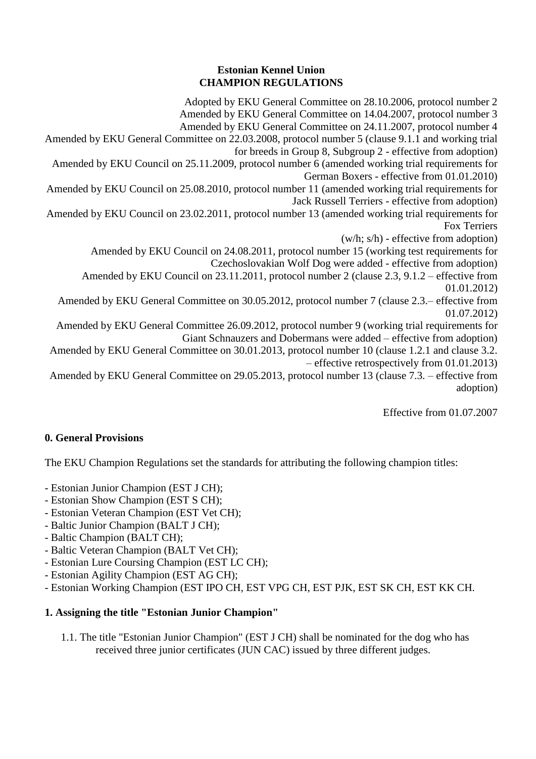**Estonian Kennel Union**
**CHAMPION REGULATIONS**

Adopted by EKU General Committee on 28.10.2006, protocol number 2
Amended by EKU General Committee on 14.04.2007, protocol number 3
Amended by EKU General Committee on 24.11.2007, protocol number 4
Amended by EKU General Committee on 22.03.2008, protocol number 5 (clause 9.1.1 and working trial for breeds in Group 8, Subgroup 2 - effective from adoption)
Amended by EKU Council on 25.11.2009, protocol number 6 (amended working trial requirements for German Boxers - effective from 01.01.2010)
Amended by EKU Council on 25.08.2010, protocol number 11 (amended working trial requirements for Jack Russell Terriers - effective from adoption)
Amended by EKU Council on 23.02.2011, protocol number 13 (amended working trial requirements for Fox Terriers
(w/h; s/h) - effective from adoption)
Amended by EKU Council on 24.08.2011, protocol number 15 (working test requirements for Czechoslovakian Wolf Dog were added - effective from adoption)
Amended by EKU Council on 23.11.2011, protocol number 2 (clause 2.3, 9.1.2 – effective from 01.01.2012)
Amended by EKU General Committee on 30.05.2012, protocol number 7 (clause 2.3.– effective from 01.07.2012)
Amended by EKU General Committee 26.09.2012, protocol number 9 (working trial requirements for Giant Schnauzers and Dobermans were added – effective from adoption)
Amended by EKU General Committee on 30.01.2013, protocol number 10 (clause 1.2.1 and clause 3.2. – effective retrospectively from 01.01.2013)
Amended by EKU General Committee on 29.05.2013, protocol number 13 (clause 7.3. – effective from adoption)

Effective from 01.07.2007

## 0. General Provisions

The EKU Champion Regulations set the standards for attributing the following champion titles:

- Estonian Junior Champion (EST J CH);
- Estonian Show Champion (EST S CH);
- Estonian Veteran Champion (EST Vet CH);
- Baltic Junior Champion (BALT J CH);
- Baltic Champion (BALT CH);
- Baltic Veteran Champion (BALT Vet CH);
- Estonian Lure Coursing Champion (EST LC CH);
- Estonian Agility Champion (EST AG CH);
- Estonian Working Champion (EST IPO CH, EST VPG CH, EST PJK, EST SK CH, EST KK CH.

## 1. Assigning the title "Estonian Junior Champion"

1.1. The title "Estonian Junior Champion" (EST J CH) shall be nominated for the dog who has received three junior certificates (JUN CAC) issued by three different judges.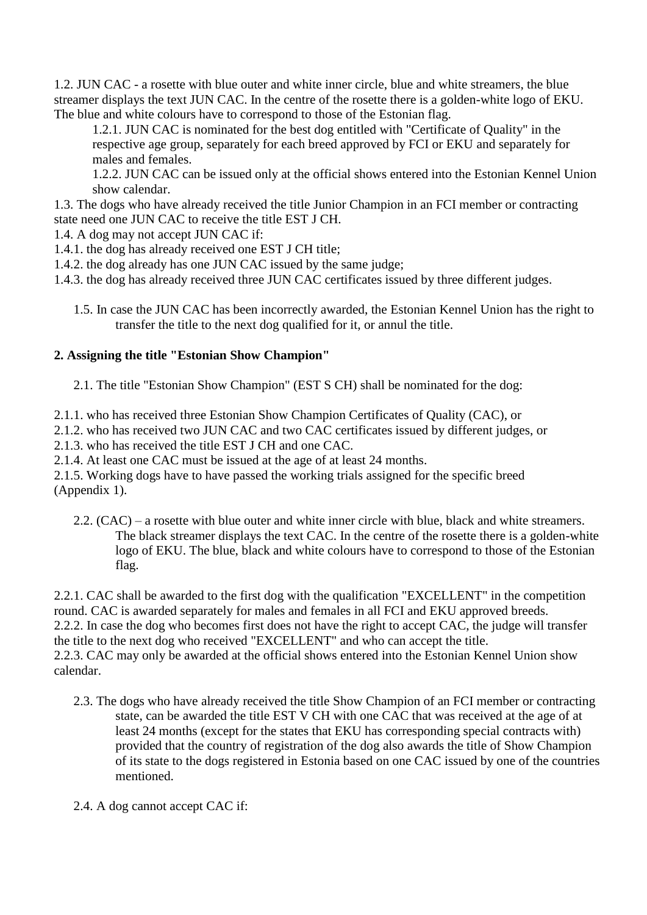1.2. JUN CAC - a rosette with blue outer and white inner circle, blue and white streamers, the blue streamer displays the text JUN CAC. In the centre of the rosette there is a golden-white logo of EKU. The blue and white colours have to correspond to those of the Estonian flag.

1.2.1. JUN CAC is nominated for the best dog entitled with "Certificate of Quality" in the respective age group, separately for each breed approved by FCI or EKU and separately for males and females.

1.2.2. JUN CAC can be issued only at the official shows entered into the Estonian Kennel Union show calendar.

1.3. The dogs who have already received the title Junior Champion in an FCI member or contracting state need one JUN CAC to receive the title EST J CH.

1.4. A dog may not accept JUN CAC if:

1.4.1. the dog has already received one EST J CH title;

1.4.2. the dog already has one JUN CAC issued by the same judge;

1.4.3. the dog has already received three JUN CAC certificates issued by three different judges.

1.5. In case the JUN CAC has been incorrectly awarded, the Estonian Kennel Union has the right to transfer the title to the next dog qualified for it, or annul the title.

**2. Assigning the title "Estonian Show Champion"**

2.1. The title "Estonian Show Champion" (EST S CH) shall be nominated for the dog:

2.1.1. who has received three Estonian Show Champion Certificates of Quality (CAC), or

2.1.2. who has received two JUN CAC and two CAC certificates issued by different judges, or

2.1.3. who has received the title EST J CH and one CAC.

2.1.4. At least one CAC must be issued at the age of at least 24 months.

2.1.5. Working dogs have to have passed the working trials assigned for the specific breed (Appendix 1).

2.2. (CAC) – a rosette with blue outer and white inner circle with blue, black and white streamers. The black streamer displays the text CAC. In the centre of the rosette there is a golden-white logo of EKU. The blue, black and white colours have to correspond to those of the Estonian flag.

2.2.1. CAC shall be awarded to the first dog with the qualification "EXCELLENT" in the competition round. CAC is awarded separately for males and females in all FCI and EKU approved breeds.

2.2.2. In case the dog who becomes first does not have the right to accept CAC, the judge will transfer the title to the next dog who received "EXCELLENT" and who can accept the title.

2.2.3. CAC may only be awarded at the official shows entered into the Estonian Kennel Union show calendar.

2.3. The dogs who have already received the title Show Champion of an FCI member or contracting state, can be awarded the title EST V CH with one CAC that was received at the age of at least 24 months (except for the states that EKU has corresponding special contracts with) provided that the country of registration of the dog also awards the title of Show Champion of its state to the dogs registered in Estonia based on one CAC issued by one of the countries mentioned.

2.4. A dog cannot accept CAC if: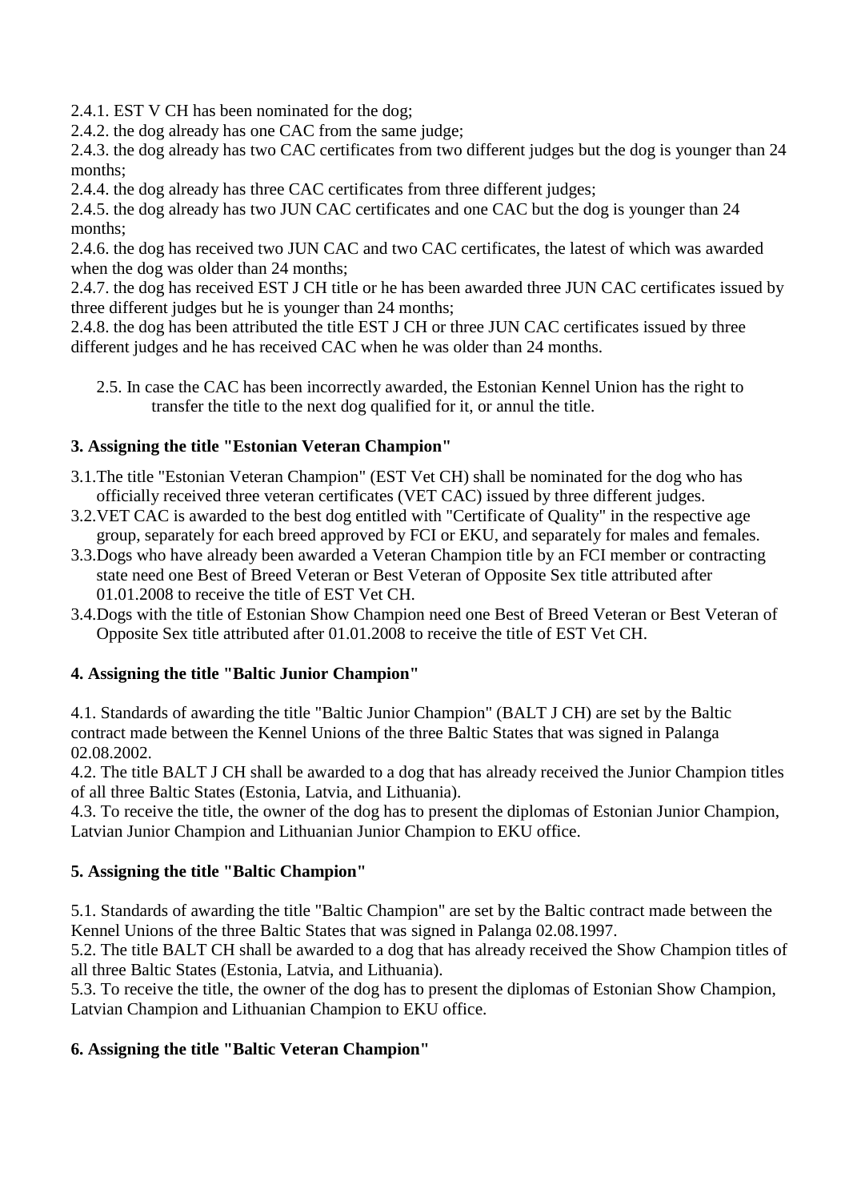2.4.1. EST V CH has been nominated for the dog;
2.4.2. the dog already has one CAC from the same judge;
2.4.3. the dog already has two CAC certificates from two different judges but the dog is younger than 24 months;
2.4.4. the dog already has three CAC certificates from three different judges;
2.4.5. the dog already has two JUN CAC certificates and one CAC but the dog is younger than 24 months;
2.4.6. the dog has received two JUN CAC and two CAC certificates, the latest of which was awarded when the dog was older than 24 months;
2.4.7. the dog has received EST J CH title or he has been awarded three JUN CAC certificates issued by three different judges but he is younger than 24 months;
2.4.8. the dog has been attributed the title EST J CH or three JUN CAC certificates issued by three different judges and he has received CAC when he was older than 24 months.

2.5. In case the CAC has been incorrectly awarded, the Estonian Kennel Union has the right to transfer the title to the next dog qualified for it, or annul the title.

### 3. Assigning the title "Estonian Veteran Champion"

3.1. The title "Estonian Veteran Champion" (EST Vet CH) shall be nominated for the dog who has officially received three veteran certificates (VET CAC) issued by three different judges.
3.2. VET CAC is awarded to the best dog entitled with "Certificate of Quality" in the respective age group, separately for each breed approved by FCI or EKU, and separately for males and females.
3.3. Dogs who have already been awarded a Veteran Champion title by an FCI member or contracting state need one Best of Breed Veteran or Best Veteran of Opposite Sex title attributed after 01.01.2008 to receive the title of EST Vet CH.
3.4. Dogs with the title of Estonian Show Champion need one Best of Breed Veteran or Best Veteran of Opposite Sex title attributed after 01.01.2008 to receive the title of EST Vet CH.

### 4. Assigning the title "Baltic Junior Champion"

4.1. Standards of awarding the title "Baltic Junior Champion" (BALT J CH) are set by the Baltic contract made between the Kennel Unions of the three Baltic States that was signed in Palanga 02.08.2002.
4.2. The title BALT J CH shall be awarded to a dog that has already received the Junior Champion titles of all three Baltic States (Estonia, Latvia, and Lithuania).
4.3. To receive the title, the owner of the dog has to present the diplomas of Estonian Junior Champion, Latvian Junior Champion and Lithuanian Junior Champion to EKU office.

### 5. Assigning the title "Baltic Champion"

5.1. Standards of awarding the title "Baltic Champion" are set by the Baltic contract made between the Kennel Unions of the three Baltic States that was signed in Palanga 02.08.1997.
5.2. The title BALT CH shall be awarded to a dog that has already received the Show Champion titles of all three Baltic States (Estonia, Latvia, and Lithuania).
5.3. To receive the title, the owner of the dog has to present the diplomas of Estonian Show Champion, Latvian Champion and Lithuanian Champion to EKU office.

### 6. Assigning the title "Baltic Veteran Champion"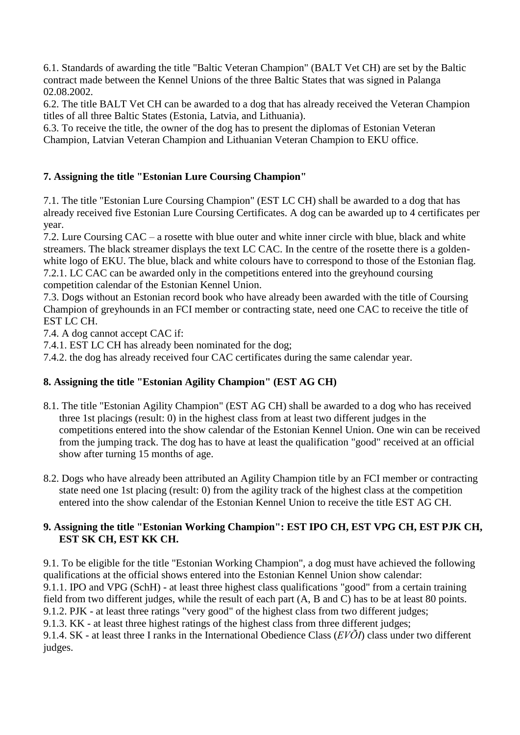6.1. Standards of awarding the title "Baltic Veteran Champion" (BALT Vet CH) are set by the Baltic contract made between the Kennel Unions of the three Baltic States that was signed in Palanga 02.08.2002.

6.2. The title BALT Vet CH can be awarded to a dog that has already received the Veteran Champion titles of all three Baltic States (Estonia, Latvia, and Lithuania).

6.3. To receive the title, the owner of the dog has to present the diplomas of Estonian Veteran Champion, Latvian Veteran Champion and Lithuanian Veteran Champion to EKU office.

### 7. Assigning the title "Estonian Lure Coursing Champion"

7.1. The title "Estonian Lure Coursing Champion" (EST LC CH) shall be awarded to a dog that has already received five Estonian Lure Coursing Certificates. A dog can be awarded up to 4 certificates per year.

7.2. Lure Coursing CAC – a rosette with blue outer and white inner circle with blue, black and white streamers. The black streamer displays the text LC CAC. In the centre of the rosette there is a golden-white logo of EKU. The blue, black and white colours have to correspond to those of the Estonian flag.

7.2.1. LC CAC can be awarded only in the competitions entered into the greyhound coursing competition calendar of the Estonian Kennel Union.

7.3. Dogs without an Estonian record book who have already been awarded with the title of Coursing Champion of greyhounds in an FCI member or contracting state, need one CAC to receive the title of EST LC CH.

7.4. A dog cannot accept CAC if:

7.4.1. EST LC CH has already been nominated for the dog;

7.4.2. the dog has already received four CAC certificates during the same calendar year.

### 8. Assigning the title "Estonian Agility Champion" (EST AG CH)

8.1. The title "Estonian Agility Champion" (EST AG CH) shall be awarded to a dog who has received three 1st placings (result: 0) in the highest class from at least two different judges in the competitions entered into the show calendar of the Estonian Kennel Union. One win can be received from the jumping track. The dog has to have at least the qualification "good" received at an official show after turning 15 months of age.

8.2. Dogs who have already been attributed an Agility Champion title by an FCI member or contracting state need one 1st placing (result: 0) from the agility track of the highest class at the competition entered into the show calendar of the Estonian Kennel Union to receive the title EST AG CH.

### 9. Assigning the title "Estonian Working Champion": EST IPO CH, EST VPG CH, EST PJK CH, EST SK CH, EST KK CH.

9.1. To be eligible for the title "Estonian Working Champion", a dog must have achieved the following qualifications at the official shows entered into the Estonian Kennel Union show calendar:

9.1.1. IPO and VPG (SchH) - at least three highest class qualifications "good" from a certain training field from two different judges, while the result of each part (A, B and C) has to be at least 80 points.

9.1.2. PJK - at least three ratings "very good" of the highest class from two different judges;

9.1.3. KK - at least three highest ratings of the highest class from three different judges;

9.1.4. SK - at least three I ranks in the International Obedience Class (*EVÕI*) class under two different judges.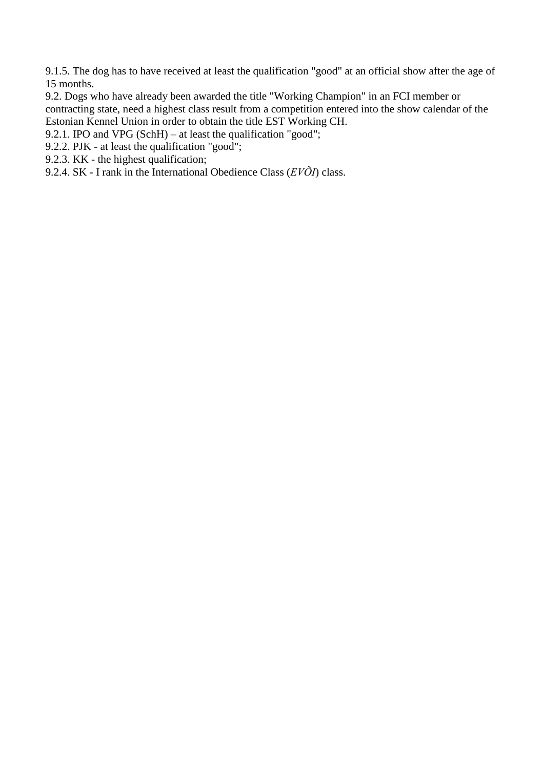9.1.5. The dog has to have received at least the qualification "good" at an official show after the age of 15 months.
9.2. Dogs who have already been awarded the title "Working Champion" in an FCI member or contracting state, need a highest class result from a competition entered into the show calendar of the Estonian Kennel Union in order to obtain the title EST Working CH.
9.2.1. IPO and VPG (SchH) – at least the qualification "good";
9.2.2. PJK - at least the qualification "good";
9.2.3. KK - the highest qualification;
9.2.4. SK - I rank in the International Obedience Class (*EVÕI*) class.